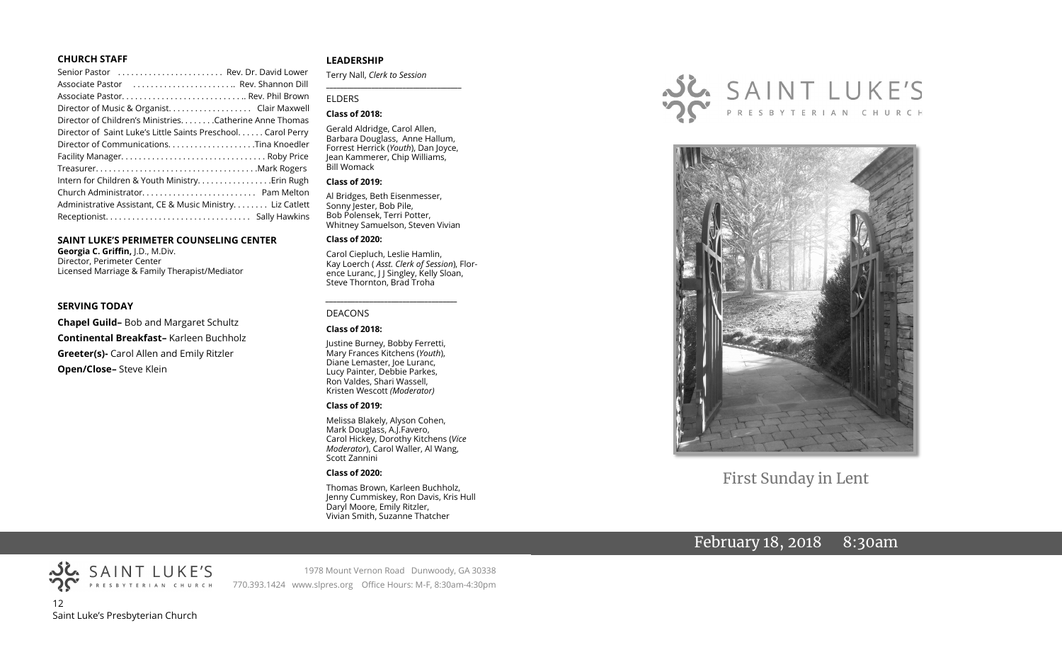## CHURCH STAFF

Senior Pastor . . . . . . . . . . . . . . . . . . . . . . . Rev. Dr. David Lower
Associate Pastor . . . . . . . . . . . . . . . . . . . . . . .. Rev. Shannon Dill
Associate Pastor. . . . . . . . . . . . . . . . . . . . . . . . . . .. Rev. Phil Brown
Director of Music & Organist. . . . . . . . . . . . . . . . . . Clair Maxwell
Director of Children's Ministries. . . . . . . .Catherine Anne Thomas
Director of Saint Luke's Little Saints Preschool. . . . . . Carol Perry
Director of Communications. . . . . . . . . . . . . . . . . . . .Tina Knoedler
Facility Manager. . . . . . . . . . . . . . . . . . . . . . . . . . . . . . . . Roby Price
Treasurer. . . . . . . . . . . . . . . . . . . . . . . . . . . . . . . . . . . .Mark Rogers
Intern for Children & Youth Ministry. . . . . . . . . . . . . . . . .Erin Rugh
Church Administrator. . . . . . . . . . . . . . . . . . . . . . . . . Pam Melton
Administrative Assistant, CE & Music Ministry. . . . . . . . Liz Catlett
Receptionist. . . . . . . . . . . . . . . . . . . . . . . . . . . . . . . . Sally Hawkins

## SAINT LUKE'S PERIMETER COUNSELING CENTER

**Georgia C. Griffin,** J.D., M.Div.
Director, Perimeter Center
Licensed Marriage & Family Therapist/Mediator

## SERVING TODAY

**Chapel Guild–** Bob and Margaret Schultz
**Continental Breakfast–** Karleen Buchholz
**Greeter(s)-** Carol Allen and Emily Ritzler
**Open/Close–** Steve Klein

## LEADERSHIP

Terry Nall, *Clerk to Session*

ELDERS

**Class of 2018:**

Gerald Aldridge, Carol Allen, Barbara Douglass, Anne Hallum, Forrest Herrick (*Youth*), Dan Joyce, Jean Kammerer, Chip Williams, Bill Womack

**Class of 2019:**

Al Bridges, Beth Eisenmesser, Sonny Jester, Bob Pile, Bob Polensek, Terri Potter, Whitney Samuelson, Steven Vivian

**Class of 2020:**

Carol Ciepluch, Leslie Hamlin, Kay Loerch ( *Asst. Clerk of Session*), Florence Luranc, J J Singley, Kelly Sloan, Steve Thornton, Brad Troha

DEACONS

**Class of 2018:**

Justine Burney, Bobby Ferretti, Mary Frances Kitchens (*Youth*), Diane Lemaster, Joe Luranc, Lucy Painter, Debbie Parkes, Ron Valdes, Shari Wassell, Kristen Wescott *(Moderator)*

**Class of 2019:**

Melissa Blakely, Alyson Cohen, Mark Douglass, A.J.Favero, Carol Hickey, Dorothy Kitchens (*Vice Moderator*), Carol Waller, Al Wang, Scott Zannini

**Class of 2020:**

Thomas Brown, Karleen Buchholz, Jenny Cummiskey, Ron Davis, Kris Hull Daryl Moore, Emily Ritzler, Vivian Smith, Suzanne Thatcher

# SAINT LUKE'S PRESBYTERIAN CHURCH

First Sunday in Lent

February 18, 2018 8:30am

SAINT LUKE'S PRESBYTERIAN CHURCH

1978 Mount Vernon Road Dunwoody, GA 30338
770.393.1424 www.slpres.org Office Hours: M-F, 8:30am-4:30pm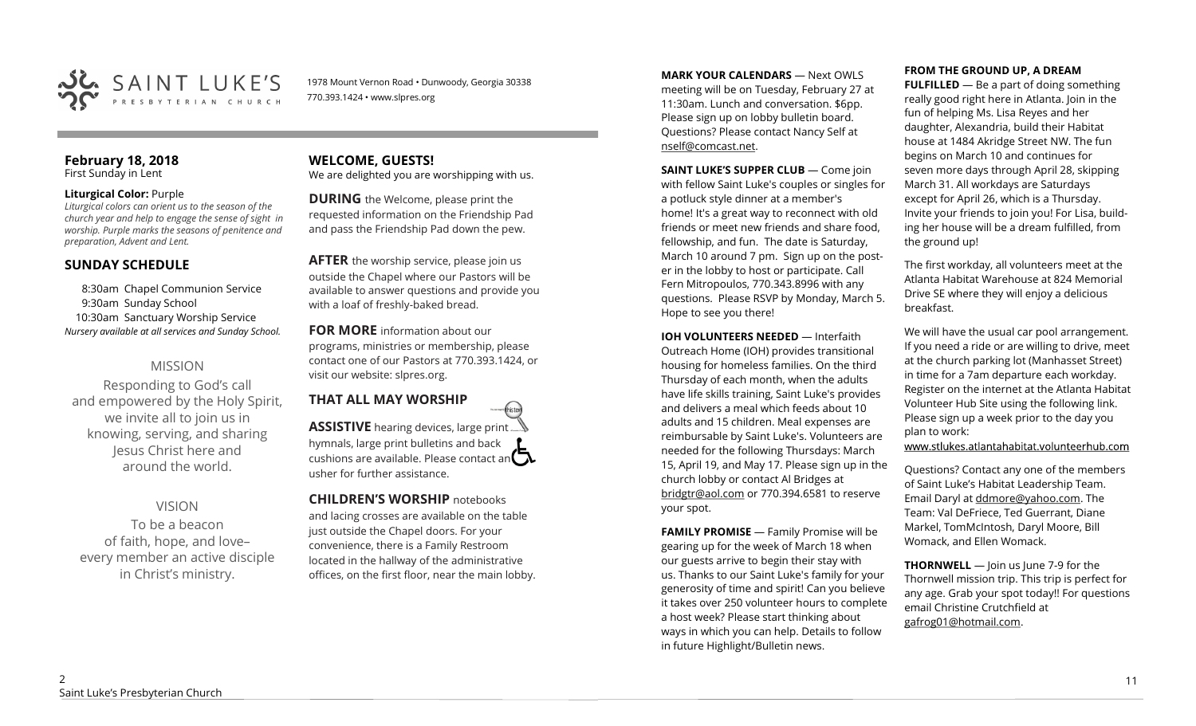SAINT LUKE'S PRESBYTERIAN CHURCH

1978 Mount Vernon Road • Dunwoody, Georgia 30338
770.393.1424 • www.slpres.org

## February 18, 2018
First Sunday in Lent

**Liturgical Color:** Purple
*Liturgical colors can orient us to the season of the church year and help to engage the sense of sight in worship. Purple marks the seasons of penitence and preparation, Advent and Lent.*

## SUNDAY SCHEDULE

8:30am Chapel Communion Service
9:30am Sunday School
10:30am Sanctuary Worship Service
*Nursery available at all services and Sunday School.*

### MISSION

Responding to God's call and empowered by the Holy Spirit, we invite all to join us in knowing, serving, and sharing Jesus Christ here and around the world.

### VISION

To be a beacon of faith, hope, and love– every member an active disciple in Christ's ministry.

## WELCOME, GUESTS!

We are delighted you are worshipping with us.

**DURING** the Welcome, please print the requested information on the Friendship Pad and pass the Friendship Pad down the pew.

**AFTER** the worship service, please join us outside the Chapel where our Pastors will be available to answer questions and provide you with a loaf of freshly-baked bread.

**FOR MORE** information about our programs, ministries or membership, please contact one of our Pastors at 770.393.1424, or visit our website: slpres.org.

## THAT ALL MAY WORSHIP

**ASSISTIVE** hearing devices, large print hymnals, large print bulletins and back cushions are available. Please contact an usher for further assistance.

**CHILDREN'S WORSHIP** notebooks and lacing crosses are available on the table just outside the Chapel doors. For your convenience, there is a Family Restroom located in the hallway of the administrative offices, on the first floor, near the main lobby.

**MARK YOUR CALENDARS** — Next OWLS meeting will be on Tuesday, February 27 at 11:30am. Lunch and conversation. $6pp. Please sign up on lobby bulletin board. Questions? Please contact Nancy Self at nself@comcast.net.

**SAINT LUKE'S SUPPER CLUB** — Come join with fellow Saint Luke's couples or singles for a potluck style dinner at a member's home! It's a great way to reconnect with old friends or meet new friends and share food, fellowship, and fun. The date is Saturday, March 10 around 7 pm. Sign up on the poster in the lobby to host or participate. Call Fern Mitropoulos, 770.343.8996 with any questions. Please RSVP by Monday, March 5. Hope to see you there!

**IOH VOLUNTEERS NEEDED** — Interfaith Outreach Home (IOH) provides transitional housing for homeless families. On the third Thursday of each month, when the adults have life skills training, Saint Luke's provides and delivers a meal which feeds about 10 adults and 15 children. Meal expenses are reimbursable by Saint Luke's. Volunteers are needed for the following Thursdays: March 15, April 19, and May 17. Please sign up in the church lobby or contact Al Bridges at bridgtr@aol.com or 770.394.6581 to reserve your spot.

**FAMILY PROMISE** — Family Promise will be gearing up for the week of March 18 when our guests arrive to begin their stay with us. Thanks to our Saint Luke's family for your generosity of time and spirit! Can you believe it takes over 250 volunteer hours to complete a host week? Please start thinking about ways in which you can help. Details to follow in future Highlight/Bulletin news.

**FROM THE GROUND UP, A DREAM FULFILLED** — Be a part of doing something really good right here in Atlanta. Join in the fun of helping Ms. Lisa Reyes and her daughter, Alexandria, build their Habitat house at 1484 Akridge Street NW. The fun begins on March 10 and continues for seven more days through April 28, skipping March 31. All workdays are Saturdays except for April 26, which is a Thursday. Invite your friends to join you! For Lisa, building her house will be a dream fulfilled, from the ground up!

The first workday, all volunteers meet at the Atlanta Habitat Warehouse at 824 Memorial Drive SE where they will enjoy a delicious breakfast.

We will have the usual car pool arrangement. If you need a ride or are willing to drive, meet at the church parking lot (Manhasset Street) in time for a 7am departure each workday. Register on the internet at the Atlanta Habitat Volunteer Hub Site using the following link. Please sign up a week prior to the day you plan to work:
www.stlukes.atlantahabitat.volunteerhub.com

Questions? Contact any one of the members of Saint Luke's Habitat Leadership Team. Email Daryl at ddmore@yahoo.com. The Team: Val DeFriece, Ted Guerrant, Diane Markel, TomMcIntosh, Daryl Moore, Bill Womack, and Ellen Womack.

**THORNWELL** — Join us June 7-9 for the Thornwell mission trip. This trip is perfect for any age. Grab your spot today!! For questions email Christine Crutchfield at gafrog01@hotmail.com.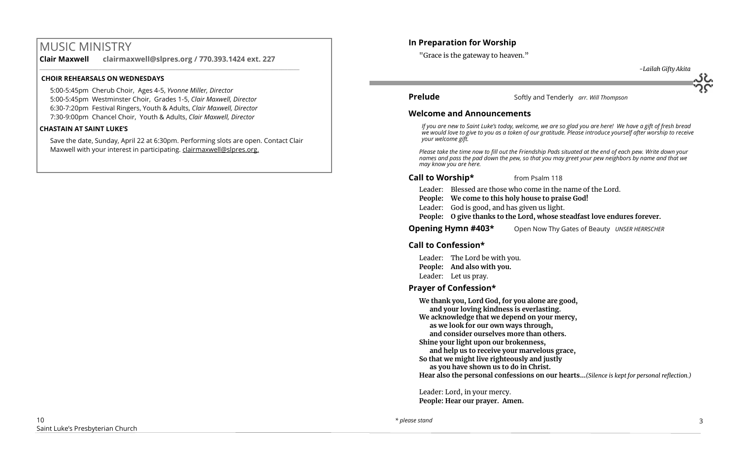# MUSIC MINISTRY

**Clair Maxwell clairmaxwell@slpres.org / 770.393.1424 ext. 227**

**CHOIR REHEARSALS ON WEDNESDAYS**

5:00-5:45pm Cherub Choir, Ages 4-5, *Yvonne Miller, Director*
5:00-5:45pm Westminster Choir, Grades 1-5, *Clair Maxwell, Director*
6:30-7:20pm Festival Ringers, Youth & Adults, *Clair Maxwell, Director*
7:30-9:00pm Chancel Choir, Youth & Adults, *Clair Maxwell, Director*

**CHASTAIN AT SAINT LUKE'S**

Save the date, Sunday, April 22 at 6:30pm. Performing slots are open. Contact Clair Maxwell with your interest in participating. clairmaxwell@slpres.org.

## In Preparation for Worship

"Grace is the gateway to heaven."

*-Lailah Gifty Akita*

---

**Prelude** Softly and Tenderly *arr. Will Thompson*

## Welcome and Announcements

*If you are new to Saint Luke's today, welcome, we are so glad you are here! We have a gift of fresh bread we would love to give to you as a token of our gratitude. Please introduce yourself after worship to receive your welcome gift.*

*Please take the time now to fill out the Friendship Pads situated at the end of each pew. Write down your names and pass the pad down the pew, so that you may greet your pew neighbors by name and that we may know you are here.*

**Call to Worship*** from Psalm 118

Leader: Blessed are those who come in the name of the Lord.
**People: We come to this holy house to praise God!**
Leader: God is good, and has given us light.
**People: O give thanks to the Lord, whose steadfast love endures forever.**

**Opening Hymn #403*** Open Now Thy Gates of Beauty *UNSER HERRSCHER*

## Call to Confession*

Leader: The Lord be with you.
**People: And also with you.**
Leader: Let us pray.

## Prayer of Confession*

**We thank you, Lord God, for you alone are good,**
**and your loving kindness is everlasting.**
**We acknowledge that we depend on your mercy,**
**as we look for our own ways through,**
**and consider ourselves more than others.**
**Shine your light upon our brokenness,**
**and help us to receive your marvelous grace,**
**So that we might live righteously and justly**
**as you have shown us to do in Christ.**
**Hear also the personal confessions on our hearts…***(Silence is kept for personal reflection.)*

Leader: Lord, in your mercy.
**People: Hear our prayer. Amen.**

*\* please stand*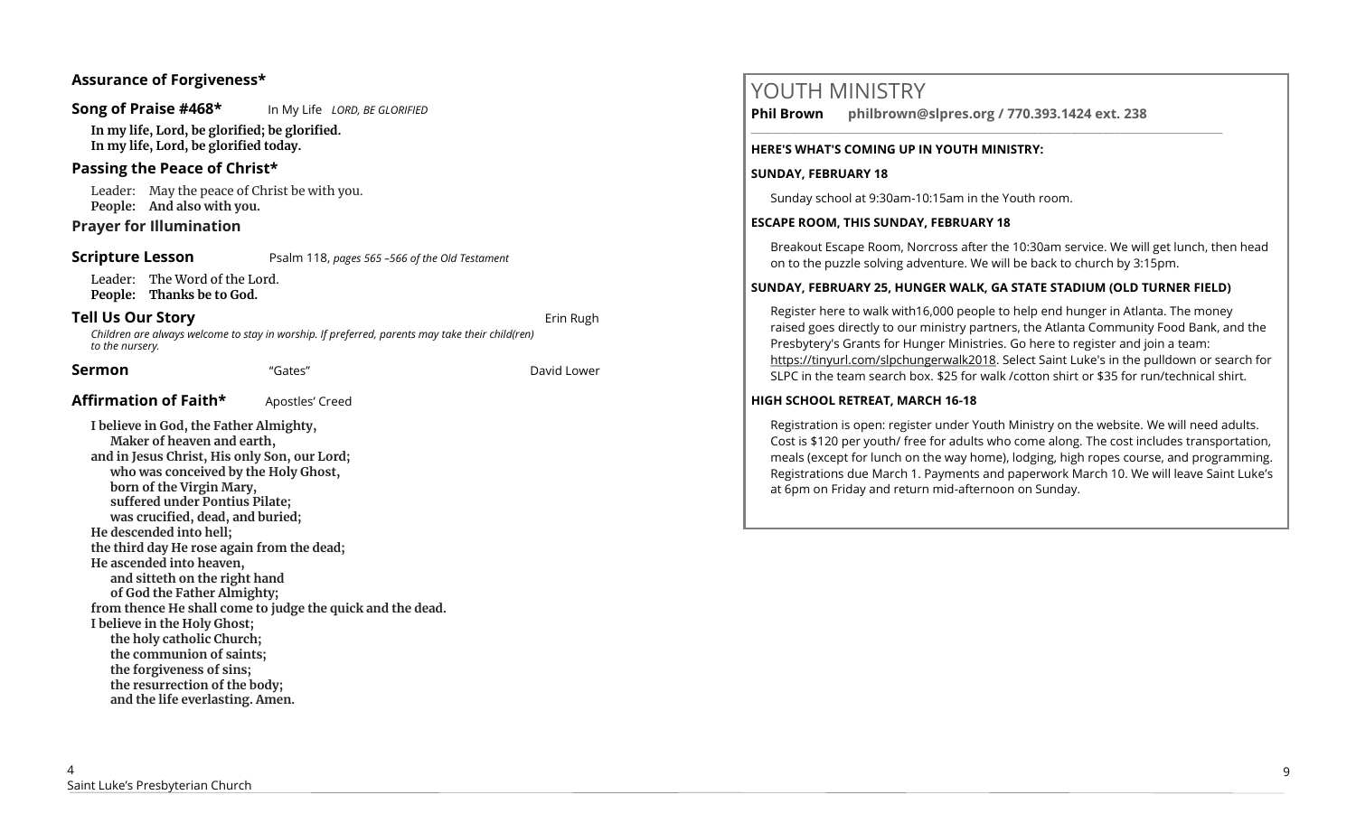### Assurance of Forgiveness*

### Song of Praise #468*  In My Life *LORD, BE GLORIFIED*

**In my life, Lord, be glorified; be glorified.**
**In my life, Lord, be glorified today.**

### Passing the Peace of Christ*

Leader: May the peace of Christ be with you.
**People: And also with you.**

### Prayer for Illumination

### Scripture Lesson  Psalm 118, *pages 565 –566 of the Old Testament*

Leader: The Word of the Lord.
**People: Thanks be to God.**

### Tell Us Our Story  Erin Rugh

*Children are always welcome to stay in worship. If preferred, parents may take their child(ren) to the nursery.*

### Sermon  "Gates"  David Lower

### Affirmation of Faith*  Apostles' Creed

**I believe in God, the Father Almighty,**
**Maker of heaven and earth,**
**and in Jesus Christ, His only Son, our Lord;**
**who was conceived by the Holy Ghost,**
**born of the Virgin Mary,**
**suffered under Pontius Pilate;**
**was crucified, dead, and buried;**
**He descended into hell;**
**the third day He rose again from the dead;**
**He ascended into heaven,**
**and sitteth on the right hand**
**of God the Father Almighty;**
**from thence He shall come to judge the quick and the dead.**
**I believe in the Holy Ghost;**
**the holy catholic Church;**
**the communion of saints;**
**the forgiveness of sins;**
**the resurrection of the body;**
**and the life everlasting. Amen.**

## YOUTH MINISTRY

**Phil Brown  philbrown@slpres.org / 770.393.1424 ext. 238**

**HERE'S WHAT'S COMING UP IN YOUTH MINISTRY:**

**SUNDAY, FEBRUARY 18**

Sunday school at 9:30am-10:15am in the Youth room.

**ESCAPE ROOM, THIS SUNDAY, FEBRUARY 18**

Breakout Escape Room, Norcross after the 10:30am service. We will get lunch, then head on to the puzzle solving adventure. We will be back to church by 3:15pm.

**SUNDAY, FEBRUARY 25, HUNGER WALK, GA STATE STADIUM (OLD TURNER FIELD)**

Register here to walk with16,000 people to help end hunger in Atlanta. The money raised goes directly to our ministry partners, the Atlanta Community Food Bank, and the Presbytery's Grants for Hunger Ministries. Go here to register and join a team: https://tinyurl.com/slpchungerwalk2018. Select Saint Luke's in the pulldown or search for SLPC in the team search box. $25 for walk /cotton shirt or $35 for run/technical shirt.

**HIGH SCHOOL RETREAT, MARCH 16-18**

Registration is open: register under Youth Ministry on the website. We will need adults. Cost is $120 per youth/ free for adults who come along. The cost includes transportation, meals (except for lunch on the way home), lodging, high ropes course, and programming. Registrations due March 1. Payments and paperwork March 10. We will leave Saint Luke's at 6pm on Friday and return mid-afternoon on Sunday.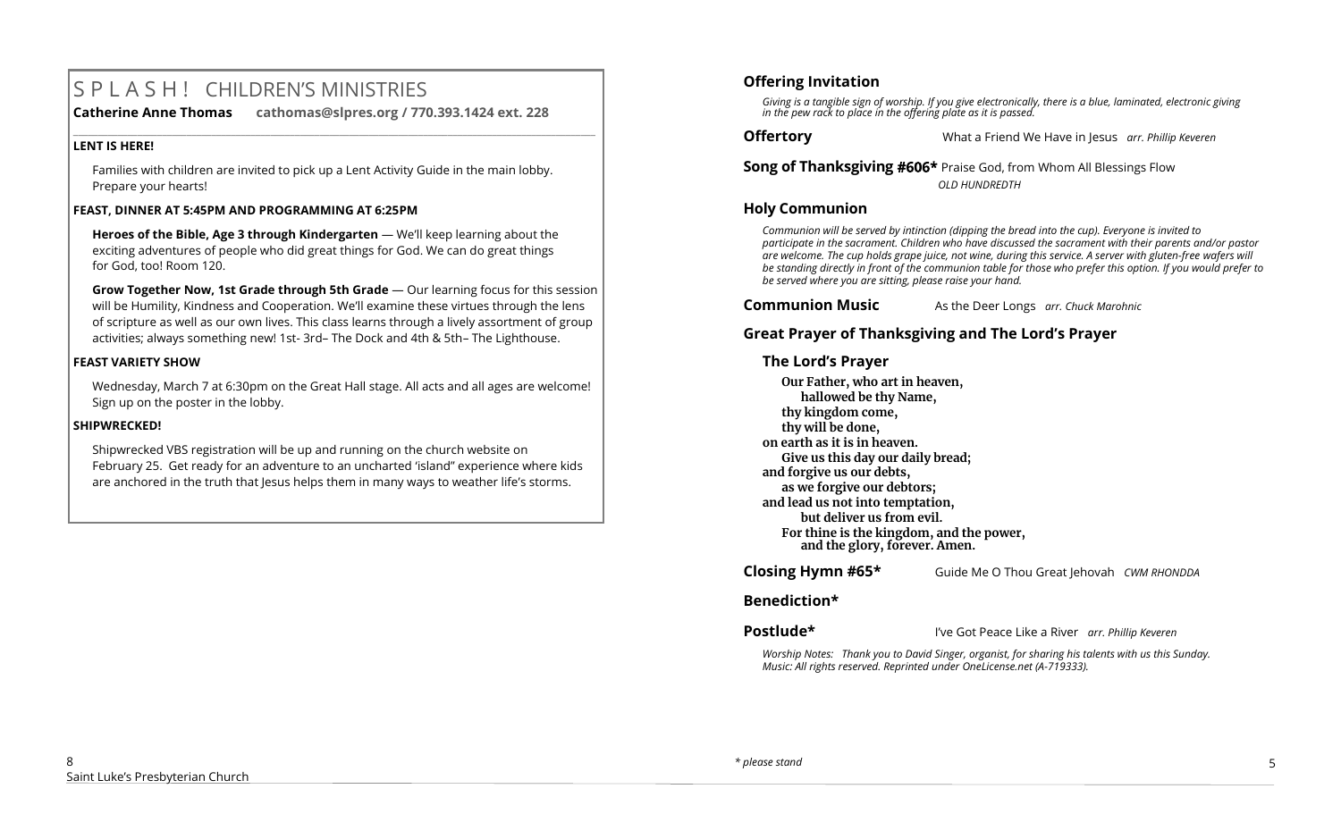# SPLASH! CHILDREN'S MINISTRIES

**Catherine Anne Thomas cathomas@slpres.org / 770.393.1424 ext. 228**

**LENT IS HERE!**

Families with children are invited to pick up a Lent Activity Guide in the main lobby. Prepare your hearts!

**FEAST, DINNER AT 5:45PM AND PROGRAMMING AT 6:25PM**

**Heroes of the Bible, Age 3 through Kindergarten** — We'll keep learning about the exciting adventures of people who did great things for God. We can do great things for God, too! Room 120.

**Grow Together Now, 1st Grade through 5th Grade** — Our learning focus for this session will be Humility, Kindness and Cooperation. We'll examine these virtues through the lens of scripture as well as our own lives. This class learns through a lively assortment of group activities; always something new! 1st- 3rd– The Dock and 4th & 5th– The Lighthouse.

**FEAST VARIETY SHOW**

Wednesday, March 7 at 6:30pm on the Great Hall stage. All acts and all ages are welcome! Sign up on the poster in the lobby.

**SHIPWRECKED!**

Shipwrecked VBS registration will be up and running on the church website on February 25. Get ready for an adventure to an uncharted 'island" experience where kids are anchored in the truth that Jesus helps them in many ways to weather life's storms.

## Offering Invitation

*Giving is a tangible sign of worship. If you give electronically, there is a blue, laminated, electronic giving in the pew rack to place in the offering plate as it is passed.*

**Offertory** What a Friend We Have in Jesus *arr. Phillip Keveren*

**Song of Thanksgiving #606*** Praise God, from Whom All Blessings Flow *OLD HUNDREDTH*

## Holy Communion

*Communion will be served by intinction (dipping the bread into the cup). Everyone is invited to participate in the sacrament. Children who have discussed the sacrament with their parents and/or pastor are welcome. The cup holds grape juice, not wine, during this service. A server with gluten-free wafers will be standing directly in front of the communion table for those who prefer this option. If you would prefer to be served where you are sitting, please raise your hand.*

**Communion Music** As the Deer Longs *arr. Chuck Marohnic*

## Great Prayer of Thanksgiving and The Lord's Prayer

### The Lord's Prayer

**Our Father, who art in heaven,**
**hallowed be thy Name,**
**thy kingdom come,**
**thy will be done,**
**on earth as it is in heaven.**
**Give us this day our daily bread;**
**and forgive us our debts,**
**as we forgive our debtors;**
**and lead us not into temptation,**
**but deliver us from evil.**
**For thine is the kingdom, and the power,**
**and the glory, forever. Amen.**

**Closing Hymn #65*** Guide Me O Thou Great Jehovah *CWM RHONDDA*

**Benediction***

**Postlude*** I've Got Peace Like a River *arr. Phillip Keveren*

*Worship Notes: Thank you to David Singer, organist, for sharing his talents with us this Sunday. Music: All rights reserved. Reprinted under OneLicense.net (A-719333).*

** please stand*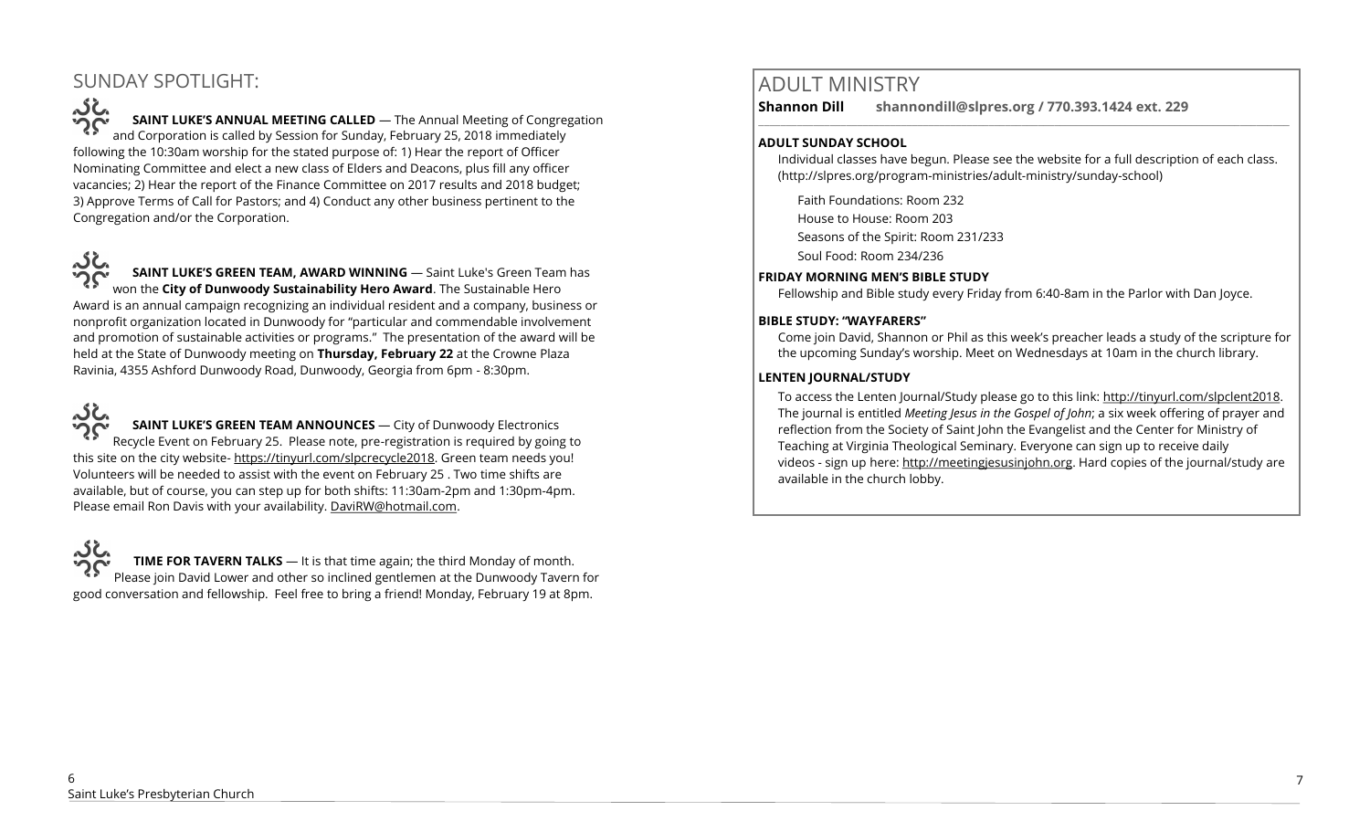## SUNDAY SPOTLIGHT:

**SAINT LUKE'S ANNUAL MEETING CALLED** — The Annual Meeting of Congregation and Corporation is called by Session for Sunday, February 25, 2018 immediately following the 10:30am worship for the stated purpose of: 1) Hear the report of Officer Nominating Committee and elect a new class of Elders and Deacons, plus fill any officer vacancies; 2) Hear the report of the Finance Committee on 2017 results and 2018 budget; 3) Approve Terms of Call for Pastors; and 4) Conduct any other business pertinent to the Congregation and/or the Corporation.

**SAINT LUKE'S GREEN TEAM, AWARD WINNING** — Saint Luke's Green Team has won the **City of Dunwoody Sustainability Hero Award**. The Sustainable Hero Award is an annual campaign recognizing an individual resident and a company, business or nonprofit organization located in Dunwoody for "particular and commendable involvement and promotion of sustainable activities or programs." The presentation of the award will be held at the State of Dunwoody meeting on **Thursday, February 22** at the Crowne Plaza Ravinia, 4355 Ashford Dunwoody Road, Dunwoody, Georgia from 6pm - 8:30pm.

**SAINT LUKE'S GREEN TEAM ANNOUNCES** — City of Dunwoody Electronics Recycle Event on February 25. Please note, pre-registration is required by going to this site on the city website- https://tinyurl.com/slpcrecycle2018. Green team needs you! Volunteers will be needed to assist with the event on February 25 . Two time shifts are available, but of course, you can step up for both shifts: 11:30am-2pm and 1:30pm-4pm. Please email Ron Davis with your availability. DaviRW@hotmail.com.

**TIME FOR TAVERN TALKS** — It is that time again; the third Monday of month. Please join David Lower and other so inclined gentlemen at the Dunwoody Tavern for good conversation and fellowship. Feel free to bring a friend! Monday, February 19 at 8pm.

## ADULT MINISTRY

**Shannon Dill** **shannondill@slpres.org / 770.393.1424 ext. 229**

**ADULT SUNDAY SCHOOL**

Individual classes have begun. Please see the website for a full description of each class. (http://slpres.org/program-ministries/adult-ministry/sunday-school)

Faith Foundations: Room 232
House to House: Room 203
Seasons of the Spirit: Room 231/233
Soul Food: Room 234/236

**FRIDAY MORNING MEN'S BIBLE STUDY**

Fellowship and Bible study every Friday from 6:40-8am in the Parlor with Dan Joyce.

**BIBLE STUDY: "WAYFARERS"**

Come join David, Shannon or Phil as this week's preacher leads a study of the scripture for the upcoming Sunday's worship. Meet on Wednesdays at 10am in the church library.

**LENTEN JOURNAL/STUDY**

To access the Lenten Journal/Study please go to this link: http://tinyurl.com/slpclent2018. The journal is entitled *Meeting Jesus in the Gospel of John*; a six week offering of prayer and reflection from the Society of Saint John the Evangelist and the Center for Ministry of Teaching at Virginia Theological Seminary. Everyone can sign up to receive daily videos - sign up here: http://meetingjesusinjohn.org. Hard copies of the journal/study are available in the church lobby.